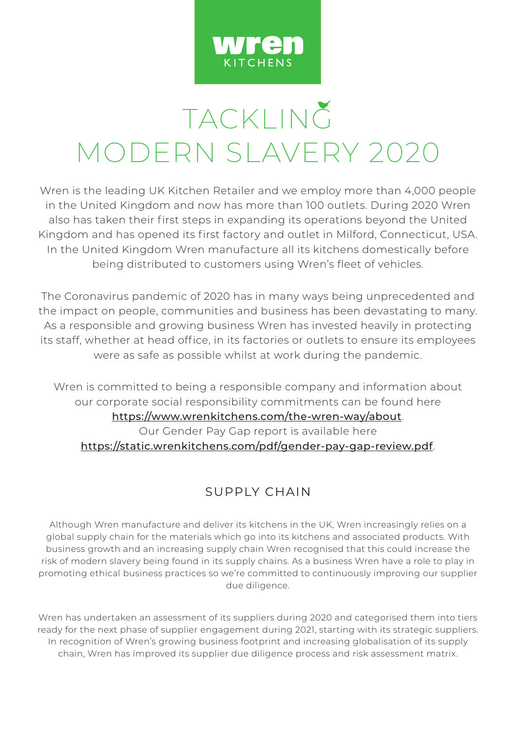wren KITCHENS

# TACKLING MODERN SLAVERY 2020

Wren is the leading UK Kitchen Retailer and we employ more than 4,000 people in the United Kingdom and now has more than 100 outlets. During 2020 Wren also has taken their first steps in expanding its operations beyond the United Kingdom and has opened its first factory and outlet in Milford, Connecticut, USA. In the United Kingdom Wren manufacture all its kitchens domestically before being distributed to customers using Wren's fleet of vehicles.

The Coronavirus pandemic of 2020 has in many ways being unprecedented and the impact on people, communities and business has been devastating to many. As a responsible and growing business Wren has invested heavily in protecting its staff, whether at head office, in its factories or outlets to ensure its employees were as safe as possible whilst at work during the pandemic.

Wren is committed to being a responsible company and information about our corporate social responsibility commitments can be found here https://www.wrenkitchens.com/the-wren-way/about.
Our Gender Pay Gap report is available here https://static.wrenkitchens.com/pdf/gender-pay-gap-review.pdf.

## SUPPLY CHAIN

Although Wren manufacture and deliver its kitchens in the UK, Wren increasingly relies on a global supply chain for the materials which go into its kitchens and associated products. With business growth and an increasing supply chain Wren recognised that this could increase the risk of modern slavery being found in its supply chains. As a business Wren have a role to play in promoting ethical business practices so we're committed to continuously improving our supplier due diligence.

Wren has undertaken an assessment of its suppliers during 2020 and categorised them into tiers ready for the next phase of supplier engagement during 2021, starting with its strategic suppliers. In recognition of Wren's growing business footprint and increasing globalisation of its supply chain, Wren has improved its supplier due diligence process and risk assessment matrix.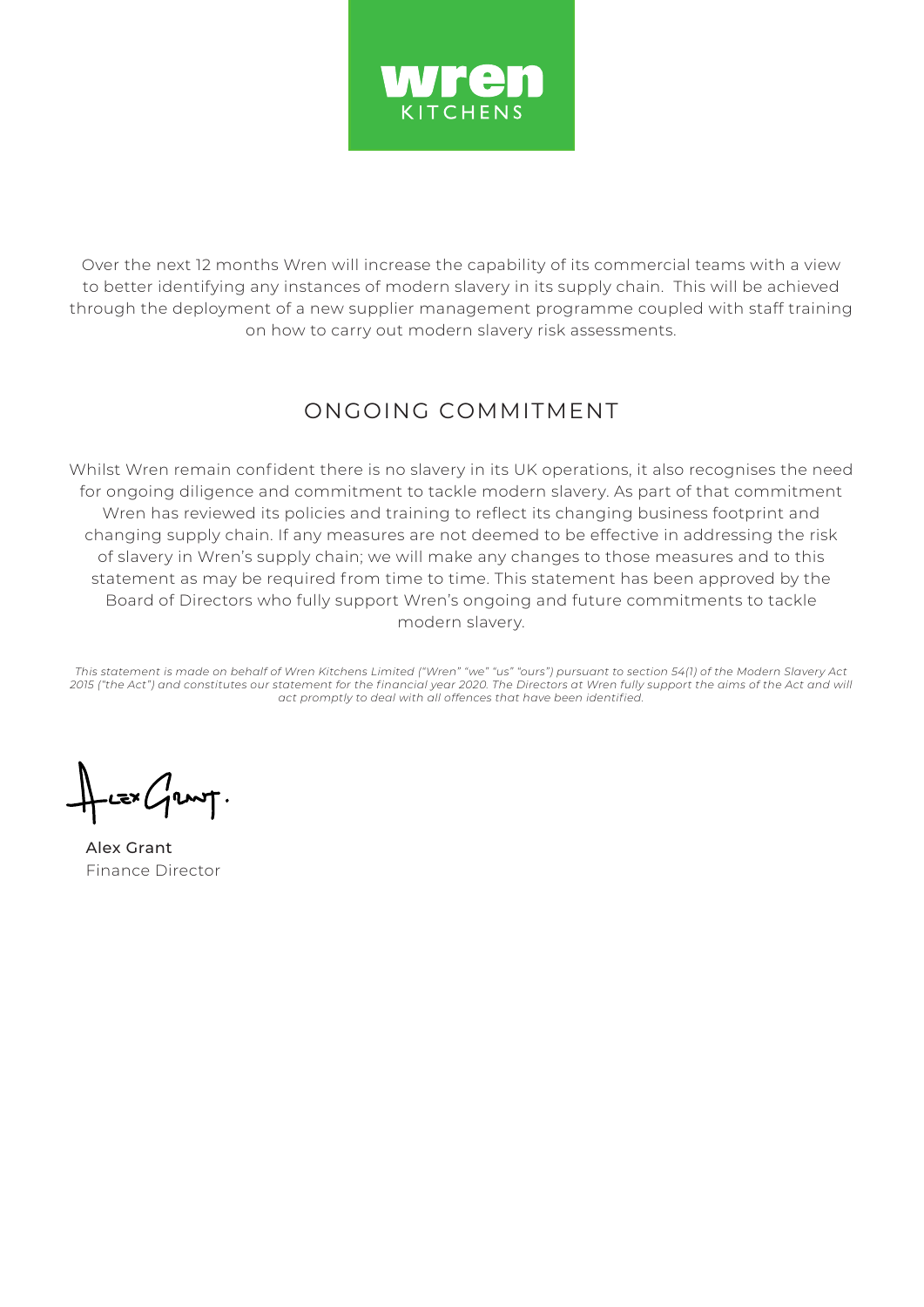Over the next 12 months Wren will increase the capability of its commercial teams with a view to better identifying any instances of modern slavery in its supply chain. This will be achieved through the deployment of a new supplier management programme coupled with staff training on how to carry out modern slavery risk assessments.

## ONGOING COMMITMENT

Whilst Wren remain confident there is no slavery in its UK operations, it also recognises the need for ongoing diligence and commitment to tackle modern slavery. As part of that commitment Wren has reviewed its policies and training to reflect its changing business footprint and changing supply chain. If any measures are not deemed to be effective in addressing the risk of slavery in Wren's supply chain; we will make any changes to those measures and to this statement as may be required from time to time. This statement has been approved by the Board of Directors who fully support Wren's ongoing and future commitments to tackle modern slavery.

*This statement is made on behalf of Wren Kitchens Limited ("Wren" "we" "us" "ours") pursuant to section 54(1) of the Modern Slavery Act 2015 ("the Act") and constitutes our statement for the financial year 2020. The Directors at Wren fully support the aims of the Act and will act promptly to deal with all offences that have been identified.*

**Alex Grant**
Finance Director